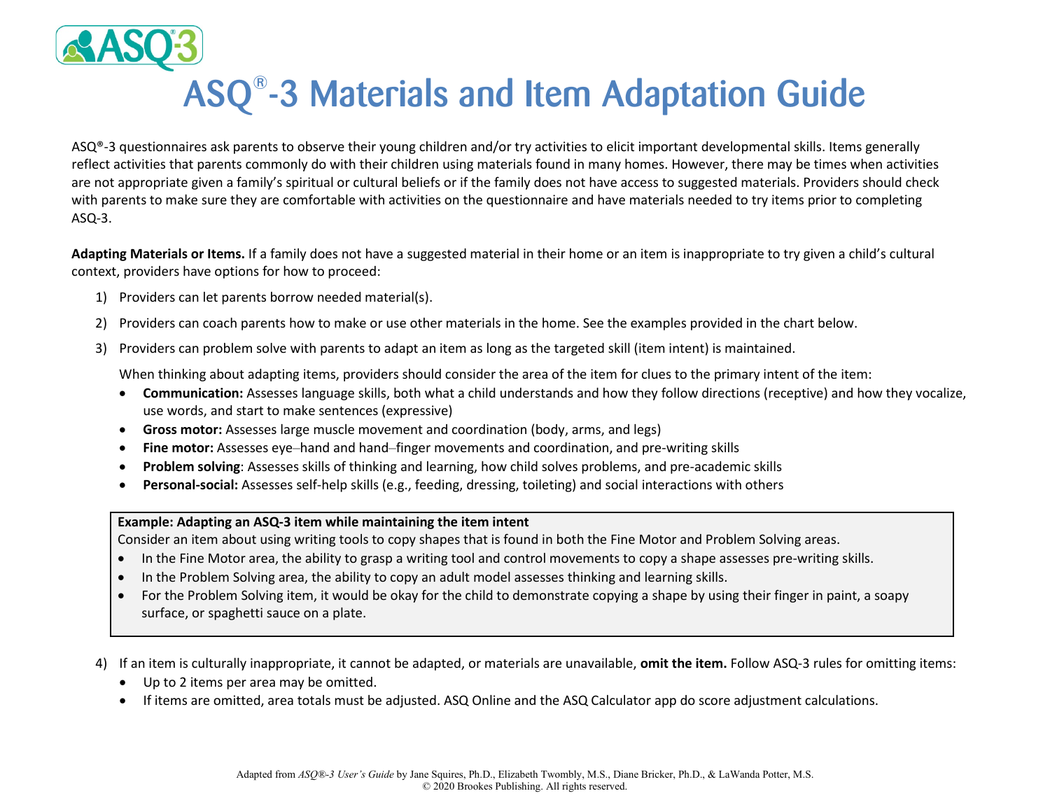# ASQ®-3 Materials and Item Adaptation Guide

ASQ®-3 questionnaires ask parents to observe their young children and/or try activities to elicit important developmental skills. Items generally reflect activities that parents commonly do with their children using materials found in many homes. However, there may be times when activities are not appropriate given a family's spiritual or cultural beliefs or if the family does not have access to suggested materials. Providers should check with parents to make sure they are comfortable with activities on the questionnaire and have materials needed to try items prior to completing ASQ-3.

**Adapting Materials or Items.** If a family does not have a suggested material in their home or an item is inappropriate to try given a child's cultural context, providers have options for how to proceed:

1) Providers can let parents borrow needed material(s).
2) Providers can coach parents how to make or use other materials in the home. See the examples provided in the chart below.
3) Providers can problem solve with parents to adapt an item as long as the targeted skill (item intent) is maintained.

   When thinking about adapting items, providers should consider the area of the item for clues to the primary intent of the item:

   - **Communication:** Assesses language skills, both what a child understands and how they follow directions (receptive) and how they vocalize, use words, and start to make sentences (expressive)
   - **Gross motor:** Assesses large muscle movement and coordination (body, arms, and legs)
   - **Fine motor:** Assesses eye–hand and hand–finger movements and coordination, and pre-writing skills
   - **Problem solving**: Assesses skills of thinking and learning, how child solves problems, and pre-academic skills
   - **Personal-social:** Assesses self-help skills (e.g., feeding, dressing, toileting) and social interactions with others

> **Example: Adapting an ASQ-3 item while maintaining the item intent**
> Consider an item about using writing tools to copy shapes that is found in both the Fine Motor and Problem Solving areas.
> - In the Fine Motor area, the ability to grasp a writing tool and control movements to copy a shape assesses pre-writing skills.
> - In the Problem Solving area, the ability to copy an adult model assesses thinking and learning skills.
> - For the Problem Solving item, it would be okay for the child to demonstrate copying a shape by using their finger in paint, a soapy surface, or spaghetti sauce on a plate.

4) If an item is culturally inappropriate, it cannot be adapted, or materials are unavailable, **omit the item.** Follow ASQ-3 rules for omitting items:
   - Up to 2 items per area may be omitted.
   - If items are omitted, area totals must be adjusted. ASQ Online and the ASQ Calculator app do score adjustment calculations.

Adapted from *ASQ®-3 User's Guide* by Jane Squires, Ph.D., Elizabeth Twombly, M.S., Diane Bricker, Ph.D., & LaWanda Potter, M.S.
© 2020 Brookes Publishing. All rights reserved.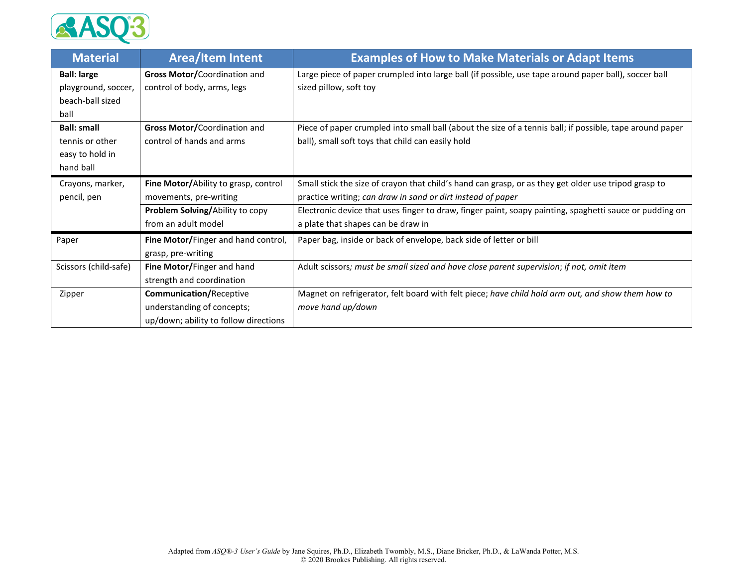| Material | Area/Item Intent | Examples of How to Make Materials or Adapt Items |
|---|---|---|
| **Ball: large** playground, soccer, beach-ball sized ball | **Gross Motor/**Coordination and control of body, arms, legs | Large piece of paper crumpled into large ball (if possible, use tape around paper ball), soccer ball sized pillow, soft toy |
| **Ball: small** tennis or other easy to hold in hand ball | **Gross Motor/**Coordination and control of hands and arms | Piece of paper crumpled into small ball (about the size of a tennis ball; if possible, tape around paper ball), small soft toys that child can easily hold |
| Crayons, marker, pencil, pen | **Fine Motor/**Ability to grasp, control movements, pre-writing | Small stick the size of crayon that child's hand can grasp, or as they get older use tripod grasp to practice writing; *can draw in sand or dirt instead of paper* |
| | **Problem Solving/**Ability to copy from an adult model | Electronic device that uses finger to draw, finger paint, soapy painting, spaghetti sauce or pudding on a plate that shapes can be draw in |
| Paper | **Fine Motor/**Finger and hand control, grasp, pre-writing | Paper bag, inside or back of envelope, back side of letter or bill |
| Scissors (child-safe) | **Fine Motor/**Finger and hand strength and coordination | Adult scissors*; must be small sized and have close parent supervision*; *if not, omit item* |
| Zipper | **Communication/**Receptive understanding of concepts; up/down; ability to follow directions | Magnet on refrigerator, felt board with felt piece; *have child hold arm out, and show them how to move hand up/down* |

Adapted from *ASQ®-3 User's Guide* by Jane Squires, Ph.D., Elizabeth Twombly, M.S., Diane Bricker, Ph.D., & LaWanda Potter, M.S.
© 2020 Brookes Publishing. All rights reserved.